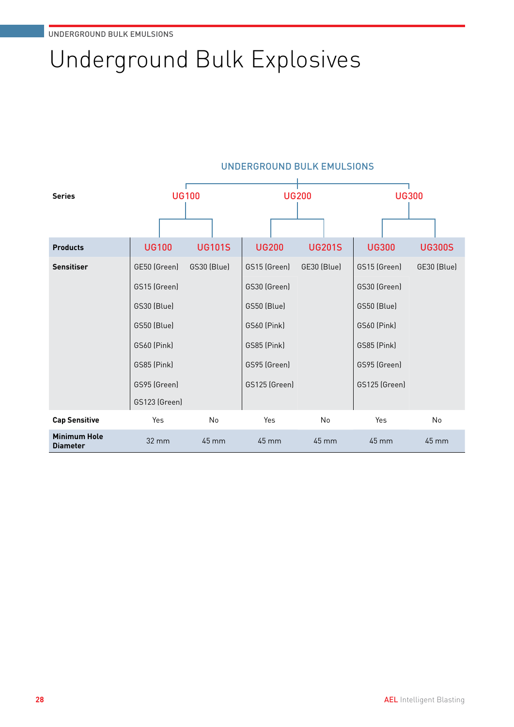# Underground Bulk Explosives

## UNDERGROUND BULK EMULSIONS

| Series | UG100 | | UG200 | | UG300 | |
|---|---|---|---|---|---|---|
| **Products** | UG100 | UG101S | UG200 | UG201S | UG300 | UG300S |
| **Sensitiser** | GE50 (Green) | GS30 (Blue) | GS15 (Green) | GE30 (Blue) | GS15 (Green) | GE30 (Blue) |
| | GS15 (Green) | | GS30 (Green) | | GS30 (Green) | |
| | GS30 (Blue) | | GS50 (Blue) | | GS50 (Blue) | |
| | GS50 (Blue) | | GS60 (Pink) | | GS60 (Pink) | |
| | GS60 (Pink) | | GS85 (Pink) | | GS85 (Pink) | |
| | GS85 (Pink) | | GS95 (Green) | | GS95 (Green) | |
| | GS95 (Green) | | GS125 (Green) | | GS125 (Green) | |
| | GS123 (Green) | | | | | |
| **Cap Sensitive** | Yes | No | Yes | No | Yes | No |
| **Minimum Hole Diameter** | 32 mm | 45 mm | 45 mm | 45 mm | 45 mm | 45 mm |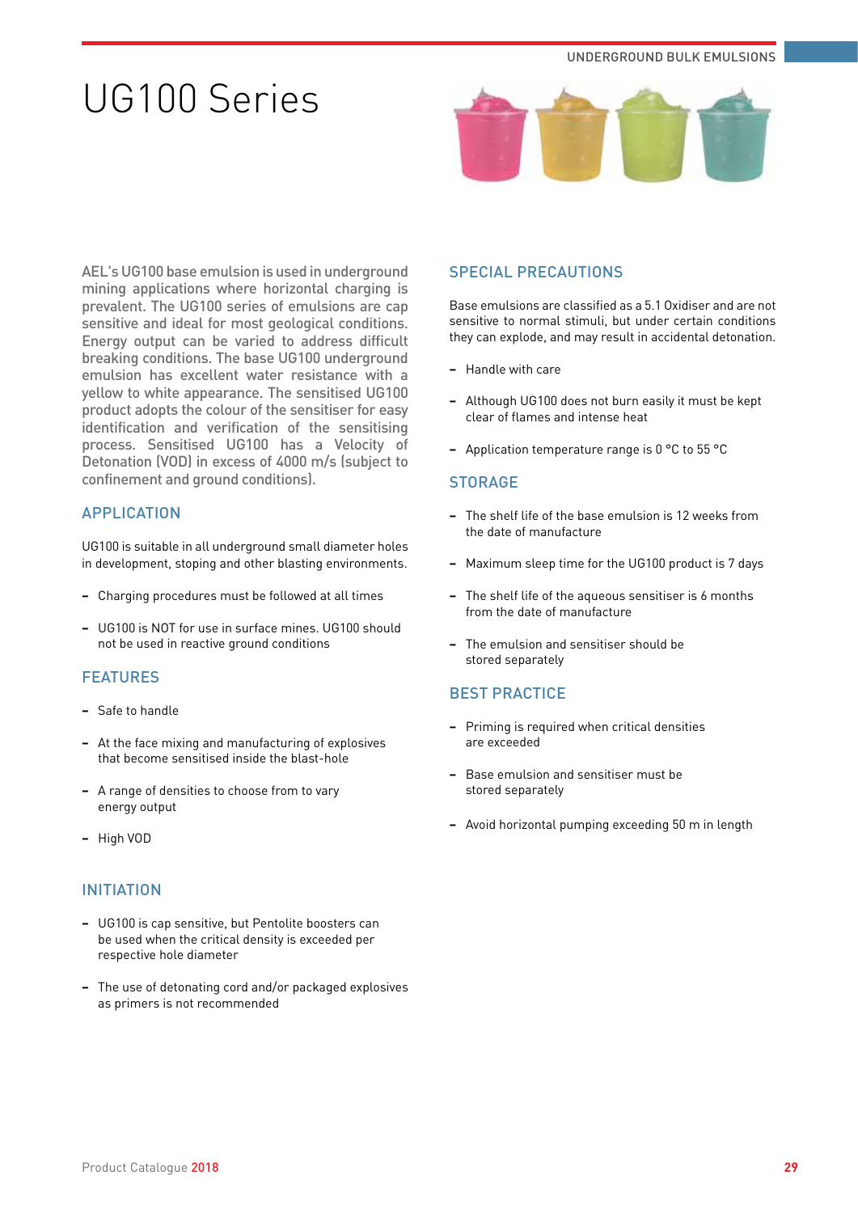# UG100 Series

AEL's UG100 base emulsion is used in underground mining applications where horizontal charging is prevalent. The UG100 series of emulsions are cap sensitive and ideal for most geological conditions. Energy output can be varied to address difficult breaking conditions. The base UG100 underground emulsion has excellent water resistance with a yellow to white appearance. The sensitised UG100 product adopts the colour of the sensitiser for easy identification and verification of the sensitising process. Sensitised UG100 has a Velocity of Detonation (VOD) in excess of 4000 m/s (subject to confinement and ground conditions).

## APPLICATION

UG100 is suitable in all underground small diameter holes in development, stoping and other blasting environments.

- Charging procedures must be followed at all times
- UG100 is NOT for use in surface mines. UG100 should not be used in reactive ground conditions

## FEATURES

- Safe to handle
- At the face mixing and manufacturing of explosives that become sensitised inside the blast-hole
- A range of densities to choose from to vary energy output
- High VOD

## INITIATION

- UG100 is cap sensitive, but Pentolite boosters can be used when the critical density is exceeded per respective hole diameter
- The use of detonating cord and/or packaged explosives as primers is not recommended

## SPECIAL PRECAUTIONS

Base emulsions are classified as a 5.1 Oxidiser and are not sensitive to normal stimuli, but under certain conditions they can explode, and may result in accidental detonation.

- Handle with care
- Although UG100 does not burn easily it must be kept clear of flames and intense heat
- Application temperature range is 0 °C to 55 °C

## STORAGE

- The shelf life of the base emulsion is 12 weeks from the date of manufacture
- Maximum sleep time for the UG100 product is 7 days
- The shelf life of the aqueous sensitiser is 6 months from the date of manufacture
- The emulsion and sensitiser should be stored separately

## BEST PRACTICE

- Priming is required when critical densities are exceeded
- Base emulsion and sensitiser must be stored separately
- Avoid horizontal pumping exceeding 50 m in length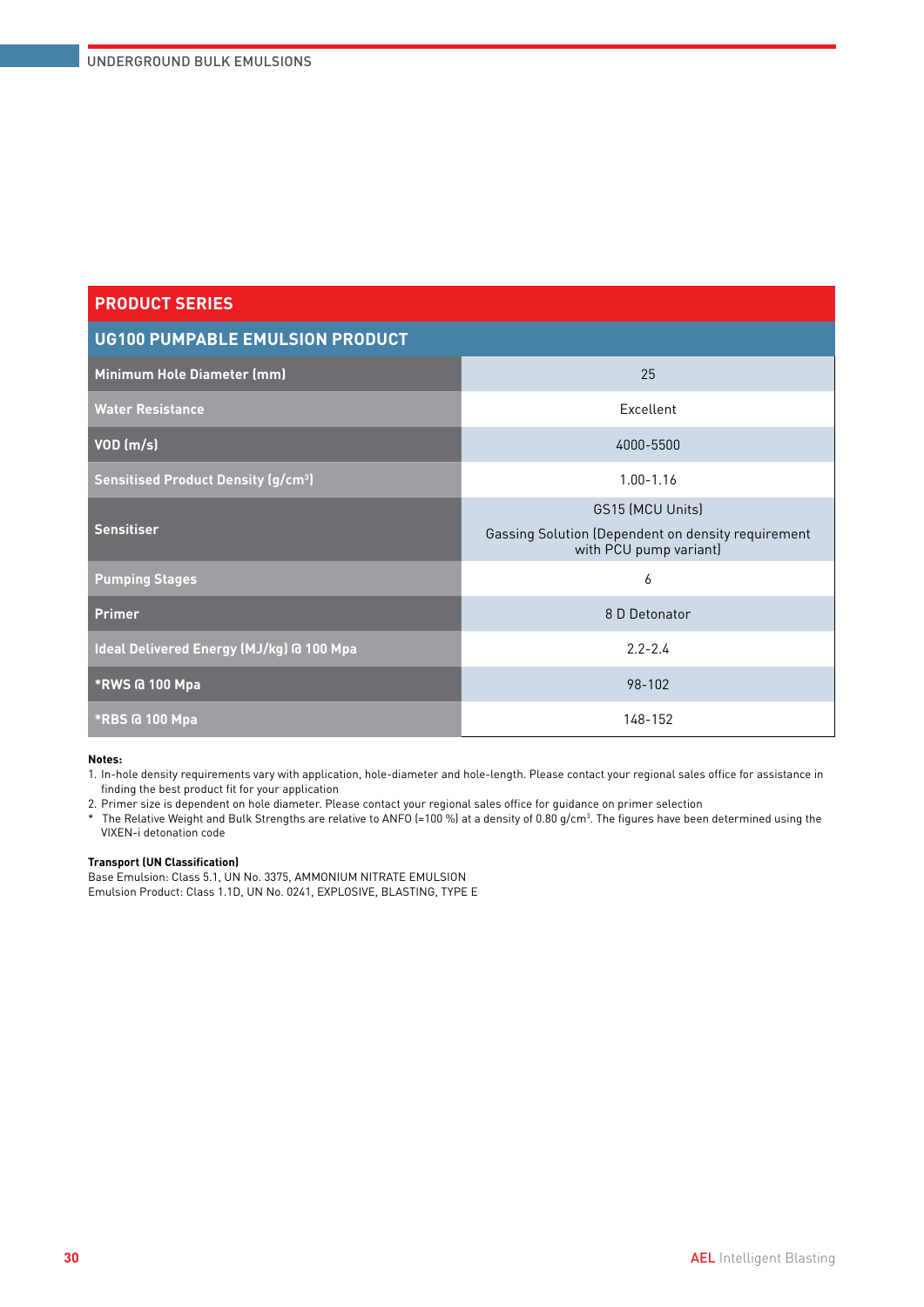## PRODUCT SERIES

### UG100 PUMPABLE EMULSION PRODUCT

| Property | Value |
|---|---|
| Minimum Hole Diameter (mm) | 25 |
| Water Resistance | Excellent |
| VOD (m/s) | 4000-5500 |
| Sensitised Product Density (g/cm³) | 1.00-1.16 |
| Sensitiser | GS15 (MCU Units)<br>Gassing Solution (Dependent on density requirement with PCU pump variant) |
| Pumping Stages | 6 |
| Primer | 8 D Detonator |
| Ideal Delivered Energy (MJ/kg) @ 100 Mpa | 2.2-2.4 |
| *RWS @ 100 Mpa | 98-102 |
| *RBS @ 100 Mpa | 148-152 |

**Notes:**

1. In-hole density requirements vary with application, hole-diameter and hole-length. Please contact your regional sales office for assistance in finding the best product fit for your application
2. Primer size is dependent on hole diameter. Please contact your regional sales office for guidance on primer selection

\* The Relative Weight and Bulk Strengths are relative to ANFO (=100 %) at a density of 0.80 g/cm³. The figures have been determined using the VIXEN-i detonation code

**Transport (UN Classification)**

Base Emulsion: Class 5.1, UN No. 3375, AMMONIUM NITRATE EMULSION
Emulsion Product: Class 1.1D, UN No. 0241, EXPLOSIVE, BLASTING, TYPE E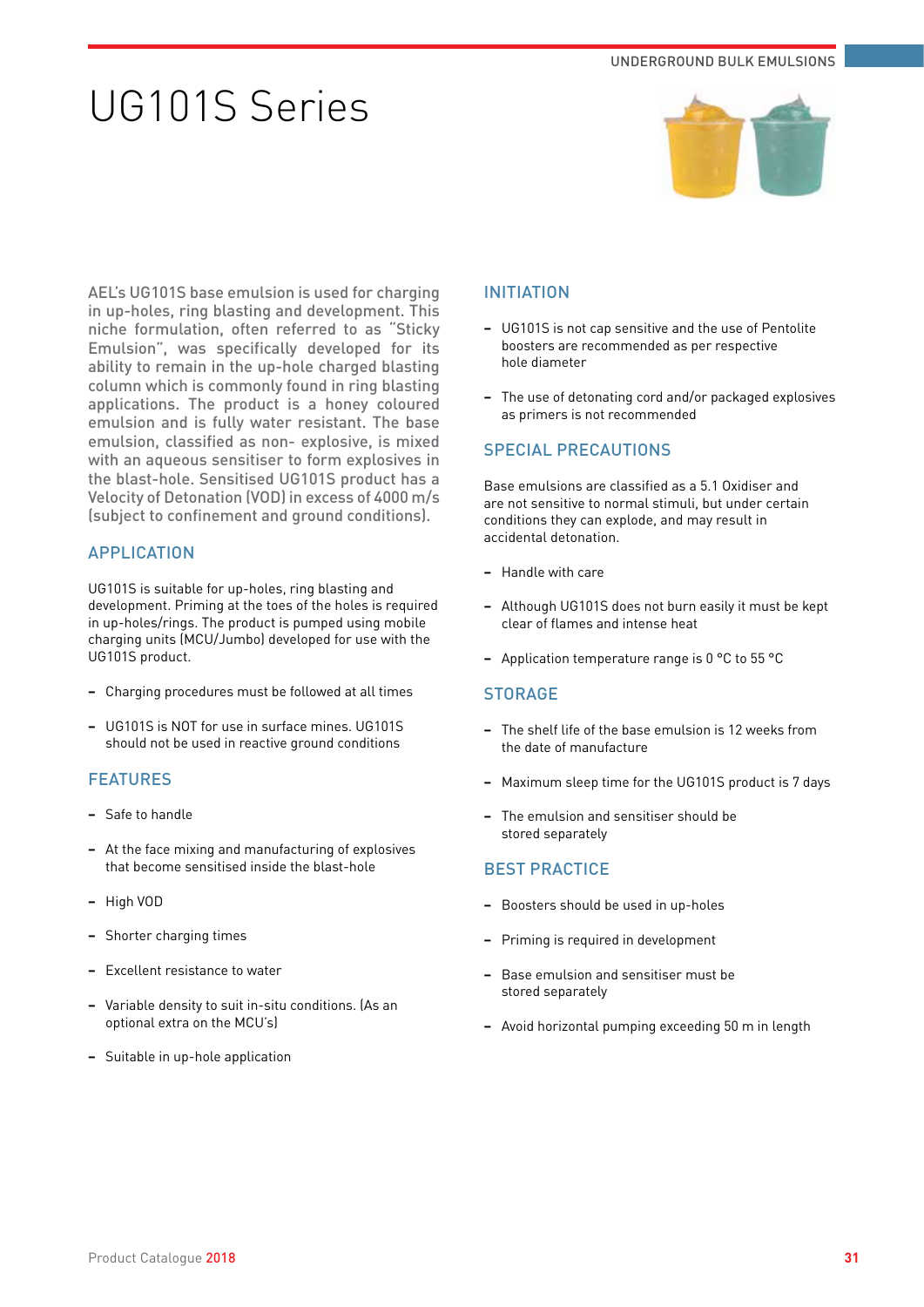# UG101S Series

AEL's UG101S base emulsion is used for charging in up-holes, ring blasting and development. This niche formulation, often referred to as "Sticky Emulsion", was specifically developed for its ability to remain in the up-hole charged blasting column which is commonly found in ring blasting applications. The product is a honey coloured emulsion and is fully water resistant. The base emulsion, classified as non- explosive, is mixed with an aqueous sensitiser to form explosives in the blast-hole. Sensitised UG101S product has a Velocity of Detonation (VOD) in excess of 4000 m/s (subject to confinement and ground conditions).

## APPLICATION

UG101S is suitable for up-holes, ring blasting and development. Priming at the toes of the holes is required in up-holes/rings. The product is pumped using mobile charging units (MCU/Jumbo) developed for use with the UG101S product.

- Charging procedures must be followed at all times
- UG101S is NOT for use in surface mines. UG101S should not be used in reactive ground conditions

## FEATURES

- Safe to handle
- At the face mixing and manufacturing of explosives that become sensitised inside the blast-hole
- High VOD
- Shorter charging times
- Excellent resistance to water
- Variable density to suit in-situ conditions. (As an optional extra on the MCU's)
- Suitable in up-hole application

## INITIATION

- UG101S is not cap sensitive and the use of Pentolite boosters are recommended as per respective hole diameter
- The use of detonating cord and/or packaged explosives as primers is not recommended

## SPECIAL PRECAUTIONS

Base emulsions are classified as a 5.1 Oxidiser and are not sensitive to normal stimuli, but under certain conditions they can explode, and may result in accidental detonation.

- Handle with care
- Although UG101S does not burn easily it must be kept clear of flames and intense heat
- Application temperature range is 0 °C to 55 °C

## STORAGE

- The shelf life of the base emulsion is 12 weeks from the date of manufacture
- Maximum sleep time for the UG101S product is 7 days
- The emulsion and sensitiser should be stored separately

## BEST PRACTICE

- Boosters should be used in up-holes
- Priming is required in development
- Base emulsion and sensitiser must be stored separately
- Avoid horizontal pumping exceeding 50 m in length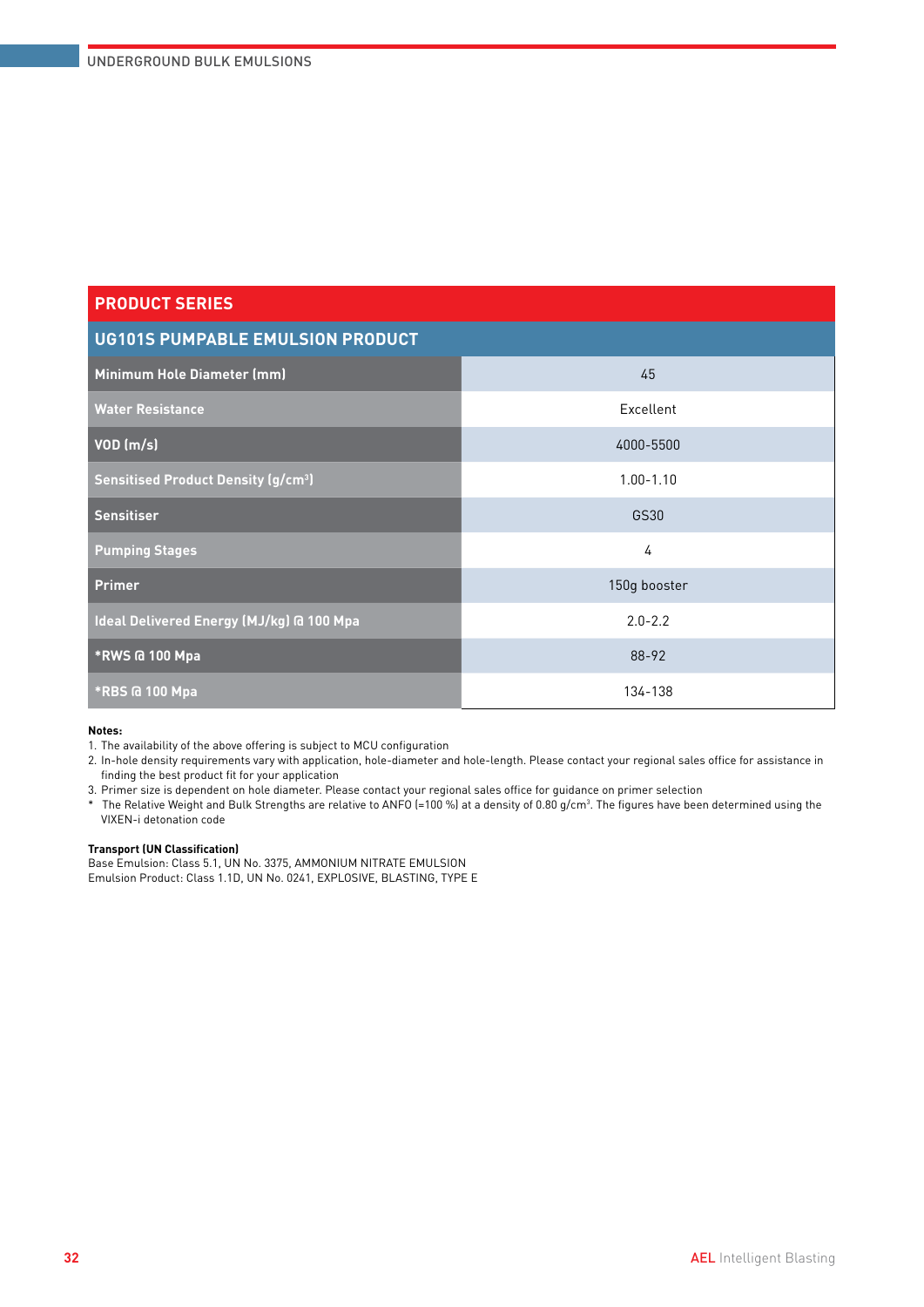## PRODUCT SERIES

### UG101S PUMPABLE EMULSION PRODUCT

| Property | Value |
|---|---|
| Minimum Hole Diameter (mm) | 45 |
| Water Resistance | Excellent |
| VOD (m/s) | 4000-5500 |
| Sensitised Product Density (g/cm³) | 1.00-1.10 |
| Sensitiser | GS30 |
| Pumping Stages | 4 |
| Primer | 150g booster |
| Ideal Delivered Energy (MJ/kg) @ 100 Mpa | 2.0-2.2 |
| *RWS @ 100 Mpa | 88-92 |
| *RBS @ 100 Mpa | 134-138 |

**Notes:**

1. The availability of the above offering is subject to MCU configuration
2. In-hole density requirements vary with application, hole-diameter and hole-length. Please contact your regional sales office for assistance in finding the best product fit for your application
3. Primer size is dependent on hole diameter. Please contact your regional sales office for guidance on primer selection

\* The Relative Weight and Bulk Strengths are relative to ANFO (=100 %) at a density of 0.80 g/cm³. The figures have been determined using the VIXEN-i detonation code

**Transport (UN Classification)**
Base Emulsion: Class 5.1, UN No. 3375, AMMONIUM NITRATE EMULSION
Emulsion Product: Class 1.1D, UN No. 0241, EXPLOSIVE, BLASTING, TYPE E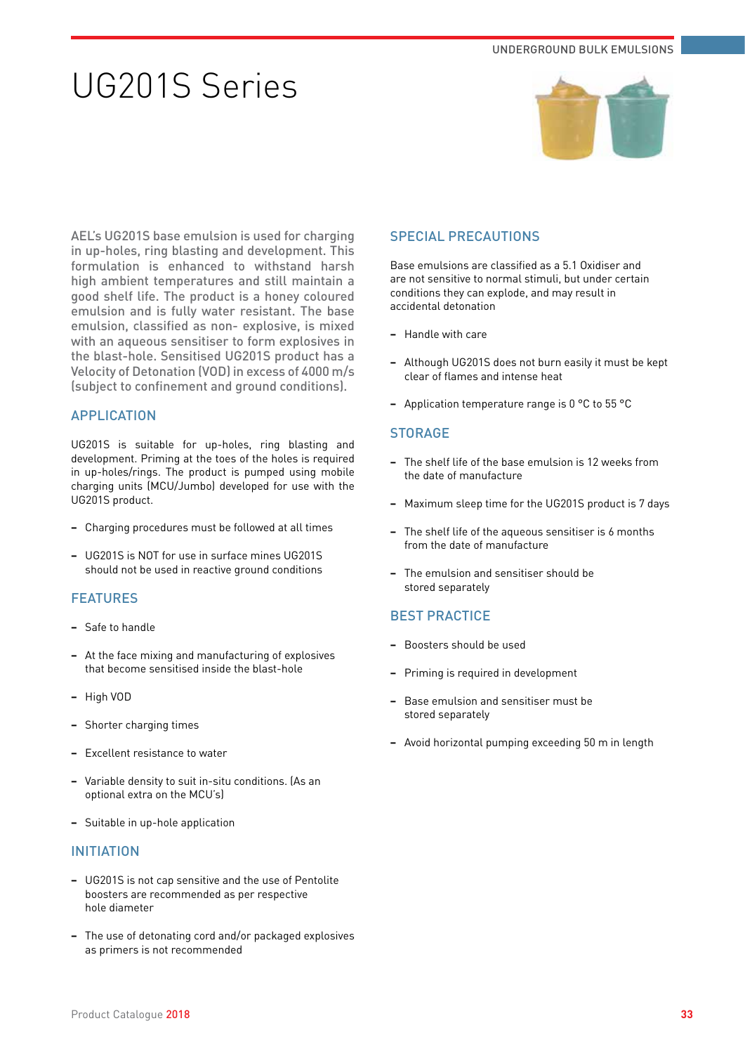# UG201S Series

AEL's UG201S base emulsion is used for charging in up-holes, ring blasting and development. This formulation is enhanced to withstand harsh high ambient temperatures and still maintain a good shelf life. The product is a honey coloured emulsion and is fully water resistant. The base emulsion, classified as non- explosive, is mixed with an aqueous sensitiser to form explosives in the blast-hole. Sensitised UG201S product has a Velocity of Detonation (VOD) in excess of 4000 m/s (subject to confinement and ground conditions).

## APPLICATION

UG201S is suitable for up-holes, ring blasting and development. Priming at the toes of the holes is required in up-holes/rings. The product is pumped using mobile charging units (MCU/Jumbo) developed for use with the UG201S product.

- Charging procedures must be followed at all times
- UG201S is NOT for use in surface mines UG201S should not be used in reactive ground conditions

## FEATURES

- Safe to handle
- At the face mixing and manufacturing of explosives that become sensitised inside the blast-hole
- High VOD
- Shorter charging times
- Excellent resistance to water
- Variable density to suit in-situ conditions. (As an optional extra on the MCU's)
- Suitable in up-hole application

## INITIATION

- UG201S is not cap sensitive and the use of Pentolite boosters are recommended as per respective hole diameter
- The use of detonating cord and/or packaged explosives as primers is not recommended

## SPECIAL PRECAUTIONS

Base emulsions are classified as a 5.1 Oxidiser and are not sensitive to normal stimuli, but under certain conditions they can explode, and may result in accidental detonation

- Handle with care
- Although UG201S does not burn easily it must be kept clear of flames and intense heat
- Application temperature range is 0 °C to 55 °C

## STORAGE

- The shelf life of the base emulsion is 12 weeks from the date of manufacture
- Maximum sleep time for the UG201S product is 7 days
- The shelf life of the aqueous sensitiser is 6 months from the date of manufacture
- The emulsion and sensitiser should be stored separately

## BEST PRACTICE

- Boosters should be used
- Priming is required in development
- Base emulsion and sensitiser must be stored separately
- Avoid horizontal pumping exceeding 50 m in length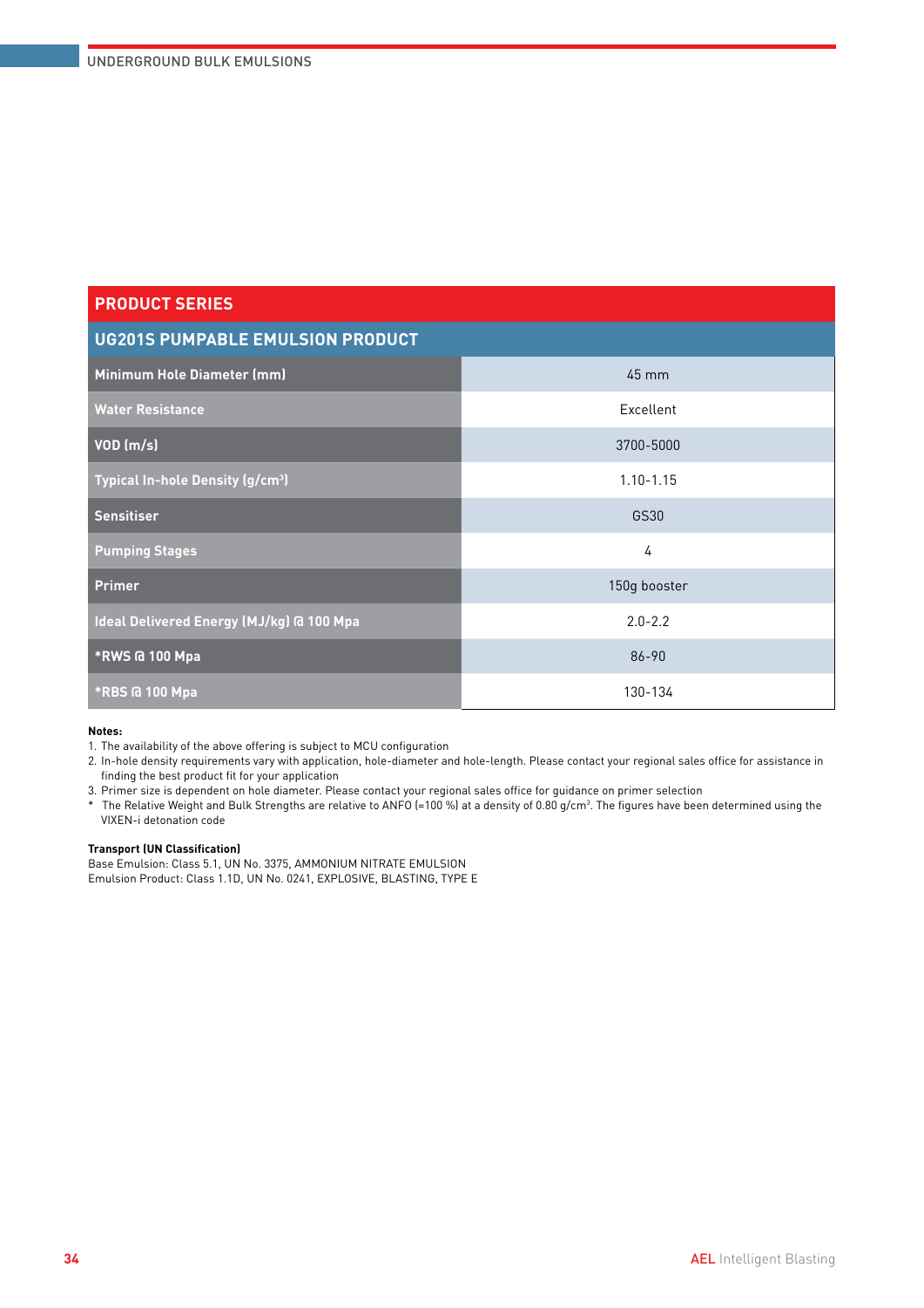## PRODUCT SERIES

### UG201S PUMPABLE EMULSION PRODUCT

| Property | Value |
|---|---|
| Minimum Hole Diameter (mm) | 45 mm |
| Water Resistance | Excellent |
| VOD (m/s) | 3700-5000 |
| Typical In-hole Density (g/cm³) | 1.10-1.15 |
| Sensitiser | GS30 |
| Pumping Stages | 4 |
| Primer | 150g booster |
| Ideal Delivered Energy (MJ/kg) @ 100 Mpa | 2.0-2.2 |
| *RWS @ 100 Mpa | 86-90 |
| *RBS @ 100 Mpa | 130-134 |

**Notes:**

1. The availability of the above offering is subject to MCU configuration
2. In-hole density requirements vary with application, hole-diameter and hole-length. Please contact your regional sales office for assistance in finding the best product fit for your application
3. Primer size is dependent on hole diameter. Please contact your regional sales office for guidance on primer selection

\* The Relative Weight and Bulk Strengths are relative to ANFO (=100 %) at a density of 0.80 g/cm³. The figures have been determined using the VIXEN-i detonation code

**Transport (UN Classification)**

Base Emulsion: Class 5.1, UN No. 3375, AMMONIUM NITRATE EMULSION
Emulsion Product: Class 1.1D, UN No. 0241, EXPLOSIVE, BLASTING, TYPE E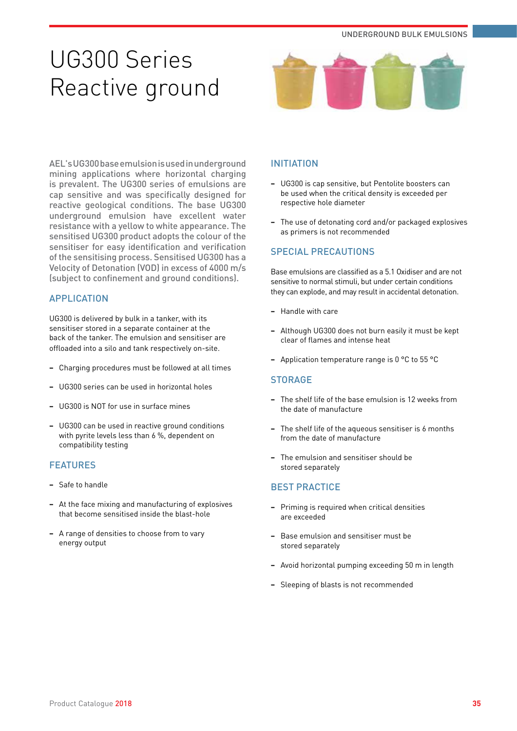# UG300 Series Reactive ground

AEL's UG300 base emulsion is used in underground mining applications where horizontal charging is prevalent. The UG300 series of emulsions are cap sensitive and was specifically designed for reactive geological conditions. The base UG300 underground emulsion have excellent water resistance with a yellow to white appearance. The sensitised UG300 product adopts the colour of the sensitiser for easy identification and verification of the sensitising process. Sensitised UG300 has a Velocity of Detonation (VOD) in excess of 4000 m/s (subject to confinement and ground conditions).

## APPLICATION

UG300 is delivered by bulk in a tanker, with its sensitiser stored in a separate container at the back of the tanker. The emulsion and sensitiser are offloaded into a silo and tank respectively on-site.

- Charging procedures must be followed at all times
- UG300 series can be used in horizontal holes
- UG300 is NOT for use in surface mines
- UG300 can be used in reactive ground conditions with pyrite levels less than 6 %, dependent on compatibility testing

## FEATURES

- Safe to handle
- At the face mixing and manufacturing of explosives that become sensitised inside the blast-hole
- A range of densities to choose from to vary energy output

## INITIATION

- UG300 is cap sensitive, but Pentolite boosters can be used when the critical density is exceeded per respective hole diameter
- The use of detonating cord and/or packaged explosives as primers is not recommended

## SPECIAL PRECAUTIONS

Base emulsions are classified as a 5.1 Oxidiser and are not sensitive to normal stimuli, but under certain conditions they can explode, and may result in accidental detonation.

- Handle with care
- Although UG300 does not burn easily it must be kept clear of flames and intense heat
- Application temperature range is 0 °C to 55 °C

## STORAGE

- The shelf life of the base emulsion is 12 weeks from the date of manufacture
- The shelf life of the aqueous sensitiser is 6 months from the date of manufacture
- The emulsion and sensitiser should be stored separately

## BEST PRACTICE

- Priming is required when critical densities are exceeded
- Base emulsion and sensitiser must be stored separately
- Avoid horizontal pumping exceeding 50 m in length
- Sleeping of blasts is not recommended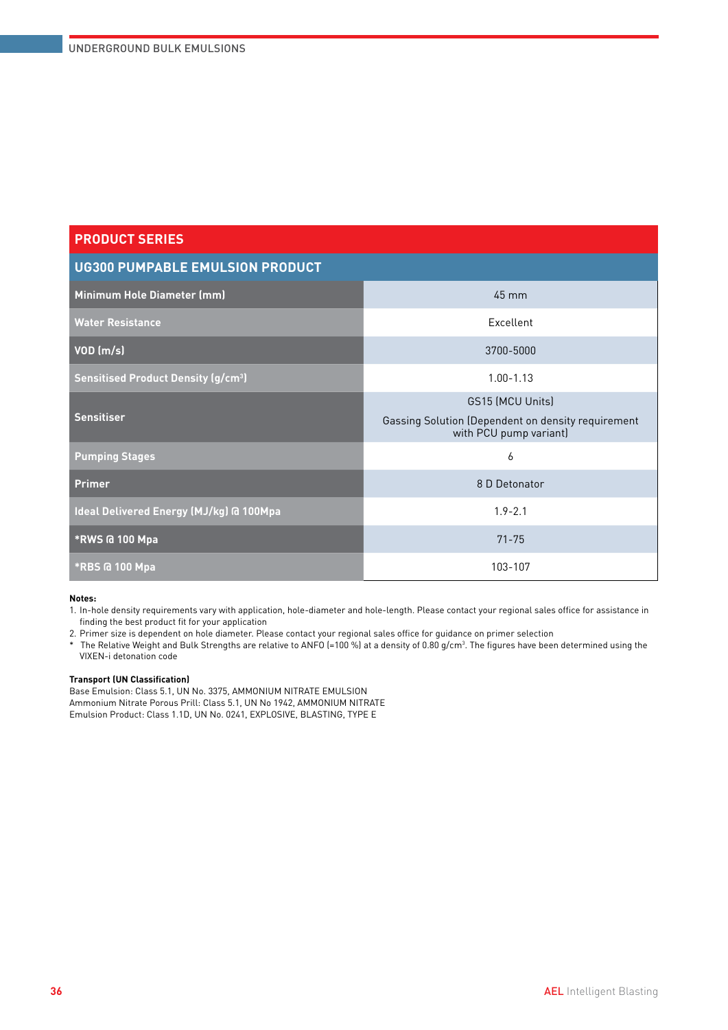## PRODUCT SERIES

### UG300 PUMPABLE EMULSION PRODUCT

| Property | Value |
|---|---|
| Minimum Hole Diameter (mm) | 45 mm |
| Water Resistance | Excellent |
| VOD (m/s) | 3700-5000 |
| Sensitised Product Density (g/cm³) | 1.00-1.13 |
| Sensitiser | GS15 (MCU Units)<br>Gassing Solution (Dependent on density requirement with PCU pump variant) |
| Pumping Stages | 6 |
| Primer | 8 D Detonator |
| Ideal Delivered Energy (MJ/kg) @ 100Mpa | 1.9-2.1 |
| *RWS @ 100 Mpa | 71-75 |
| *RBS @ 100 Mpa | 103-107 |

**Notes:**

1. In-hole density requirements vary with application, hole-diameter and hole-length. Please contact your regional sales office for assistance in finding the best product fit for your application
2. Primer size is dependent on hole diameter. Please contact your regional sales office for guidance on primer selection

\* The Relative Weight and Bulk Strengths are relative to ANFO (=100 %) at a density of 0.80 g/cm³. The figures have been determined using the VIXEN-i detonation code

**Transport (UN Classification)**

Base Emulsion: Class 5.1, UN No. 3375, AMMONIUM NITRATE EMULSION
Ammonium Nitrate Porous Prill: Class 5.1, UN No 1942, AMMONIUM NITRATE
Emulsion Product: Class 1.1D, UN No. 0241, EXPLOSIVE, BLASTING, TYPE E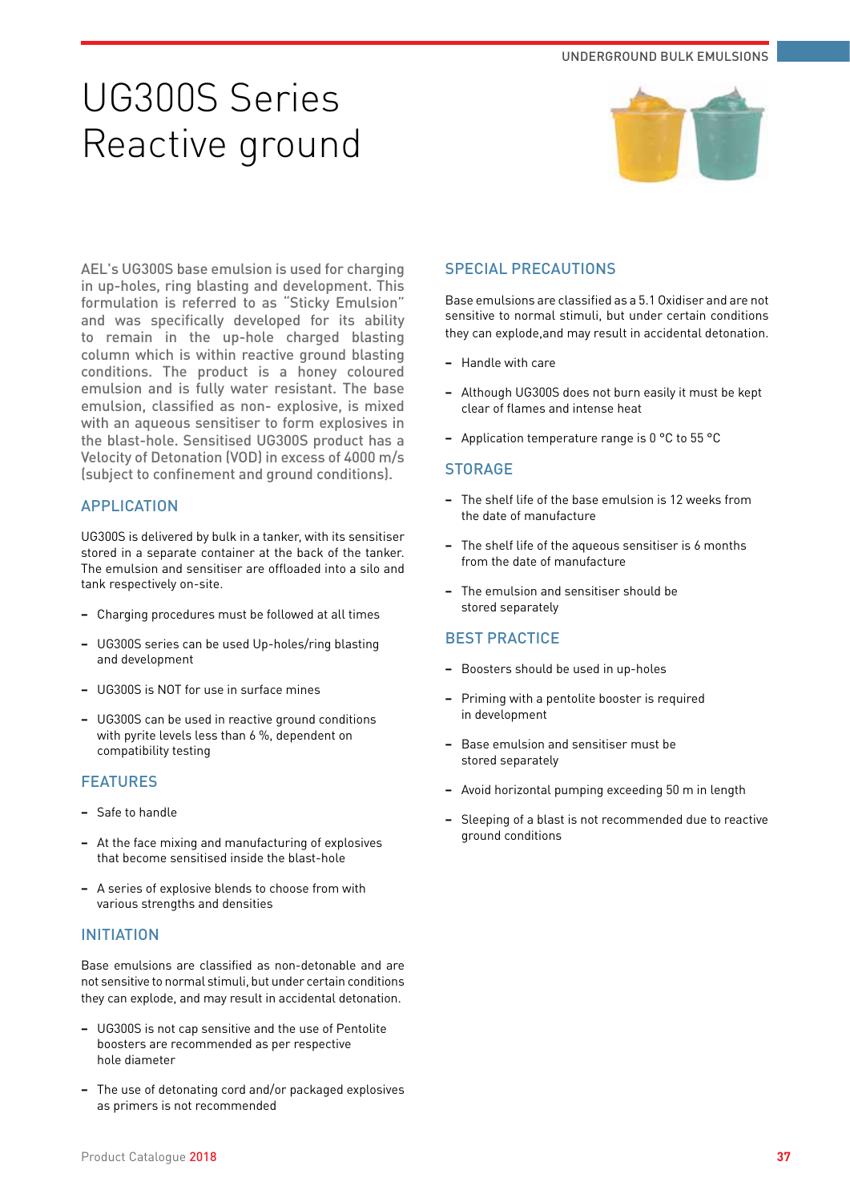# UG300S Series Reactive ground

AEL's UG300S base emulsion is used for charging in up-holes, ring blasting and development. This formulation is referred to as "Sticky Emulsion" and was specifically developed for its ability to remain in the up-hole charged blasting column which is within reactive ground blasting conditions. The product is a honey coloured emulsion and is fully water resistant. The base emulsion, classified as non- explosive, is mixed with an aqueous sensitiser to form explosives in the blast-hole. Sensitised UG300S product has a Velocity of Detonation (VOD) in excess of 4000 m/s (subject to confinement and ground conditions).

## APPLICATION

UG300S is delivered by bulk in a tanker, with its sensitiser stored in a separate container at the back of the tanker. The emulsion and sensitiser are offloaded into a silo and tank respectively on-site.

- Charging procedures must be followed at all times
- UG300S series can be used Up-holes/ring blasting and development
- UG300S is NOT for use in surface mines
- UG300S can be used in reactive ground conditions with pyrite levels less than 6 %, dependent on compatibility testing

## FEATURES

- Safe to handle
- At the face mixing and manufacturing of explosives that become sensitised inside the blast-hole
- A series of explosive blends to choose from with various strengths and densities

## INITIATION

Base emulsions are classified as non-detonable and are not sensitive to normal stimuli, but under certain conditions they can explode, and may result in accidental detonation.

- UG300S is not cap sensitive and the use of Pentolite boosters are recommended as per respective hole diameter
- The use of detonating cord and/or packaged explosives as primers is not recommended

## SPECIAL PRECAUTIONS

Base emulsions are classified as a 5.1 Oxidiser and are not sensitive to normal stimuli, but under certain conditions they can explode,and may result in accidental detonation.

- Handle with care
- Although UG300S does not burn easily it must be kept clear of flames and intense heat
- Application temperature range is 0 °C to 55 °C

## STORAGE

- The shelf life of the base emulsion is 12 weeks from the date of manufacture
- The shelf life of the aqueous sensitiser is 6 months from the date of manufacture
- The emulsion and sensitiser should be stored separately

## BEST PRACTICE

- Boosters should be used in up-holes
- Priming with a pentolite booster is required in development
- Base emulsion and sensitiser must be stored separately
- Avoid horizontal pumping exceeding 50 m in length
- Sleeping of a blast is not recommended due to reactive ground conditions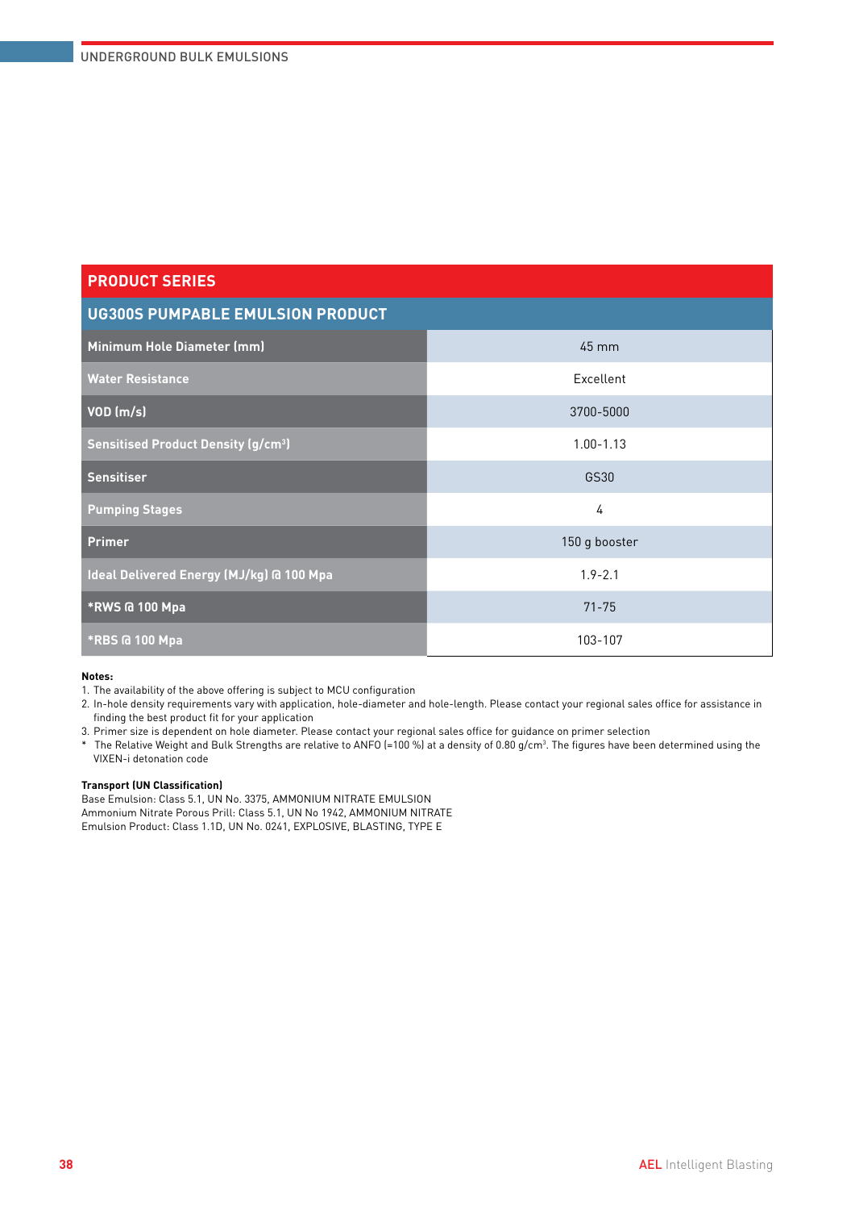## PRODUCT SERIES

| UG300S PUMPABLE EMULSION PRODUCT | |
|---|---|
| Minimum Hole Diameter (mm) | 45 mm |
| Water Resistance | Excellent |
| VOD (m/s) | 3700-5000 |
| Sensitised Product Density ($g/cm^3$) | 1.00-1.13 |
| Sensitiser | GS30 |
| Pumping Stages | 4 |
| Primer | 150 g booster |
| Ideal Delivered Energy (MJ/kg) @ 100 Mpa | 1.9-2.1 |
| *RWS @ 100 Mpa | 71-75 |
| *RBS @ 100 Mpa | 103-107 |

**Notes:**

1. The availability of the above offering is subject to MCU configuration
2. In-hole density requirements vary with application, hole-diameter and hole-length. Please contact your regional sales office for assistance in finding the best product fit for your application
3. Primer size is dependent on hole diameter. Please contact your regional sales office for guidance on primer selection

\* The Relative Weight and Bulk Strengths are relative to ANFO (=100 %) at a density of 0.80 $g/cm^3$. The figures have been determined using the VIXEN-i detonation code

**Transport (UN Classification)**

Base Emulsion: Class 5.1, UN No. 3375, AMMONIUM NITRATE EMULSION
Ammonium Nitrate Porous Prill: Class 5.1, UN No 1942, AMMONIUM NITRATE
Emulsion Product: Class 1.1D, UN No. 0241, EXPLOSIVE, BLASTING, TYPE E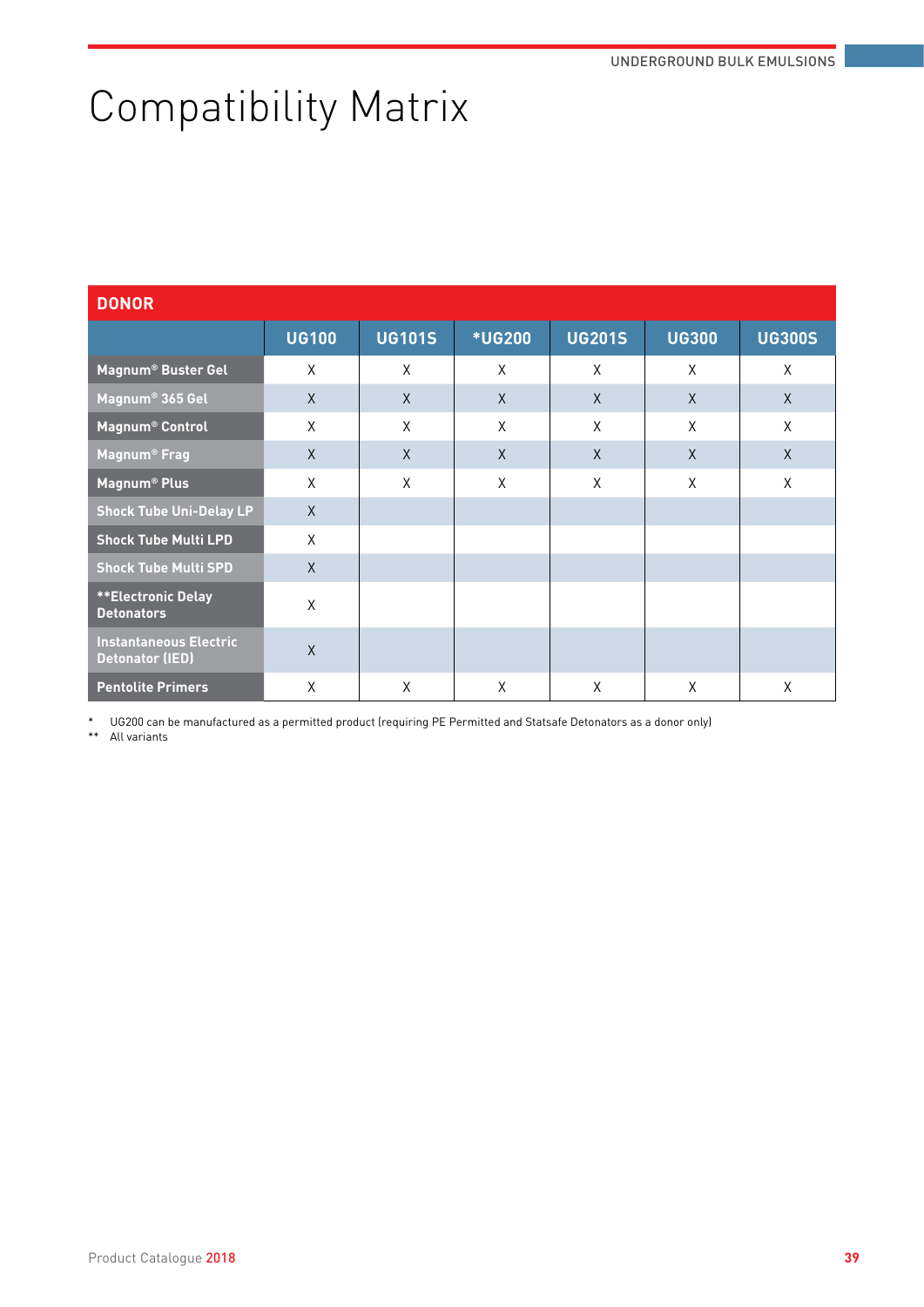# Compatibility Matrix

| DONOR | UG100 | UG101S | *UG200 | UG201S | UG300 | UG300S |
|---|---|---|---|---|---|---|
| Magnum® Buster Gel | X | X | X | X | X | X |
| Magnum® 365 Gel | X | X | X | X | X | X |
| Magnum® Control | X | X | X | X | X | X |
| Magnum® Frag | X | X | X | X | X | X |
| Magnum® Plus | X | X | X | X | X | X |
| Shock Tube Uni-Delay LP | X | | | | | |
| Shock Tube Multi LPD | X | | | | | |
| Shock Tube Multi SPD | X | | | | | |
| **Electronic Delay Detonators | X | | | | | |
| Instantaneous Electric Detonator (IED) | X | | | | | |
| Pentolite Primers | X | X | X | X | X | X |

\* UG200 can be manufactured as a permitted product (requiring PE Permitted and Statsafe Detonators as a donor only)

\*\* All variants